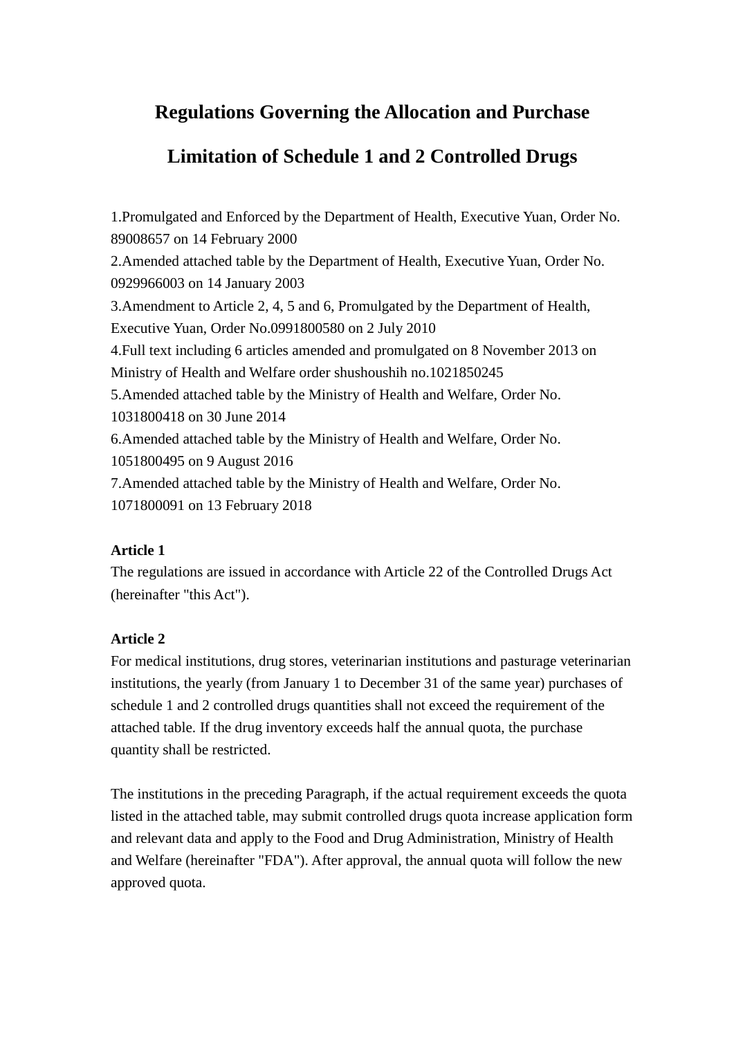# Regulations Governing the Allocation and Purchase Limitation of Schedule 1 and 2 Controlled Drugs

1.Promulgated and Enforced by the Department of Health, Executive Yuan, Order No. 89008657 on 14 February 2000
2.Amended attached table by the Department of Health, Executive Yuan, Order No. 0929966003 on 14 January 2003
3.Amendment to Article 2, 4, 5 and 6, Promulgated by the Department of Health, Executive Yuan, Order No.0991800580 on 2 July 2010
4.Full text including 6 articles amended and promulgated on 8 November 2013 on Ministry of Health and Welfare order shushoushih no.1021850245
5.Amended attached table by the Ministry of Health and Welfare, Order No. 1031800418 on 30 June 2014
6.Amended attached table by the Ministry of Health and Welfare, Order No. 1051800495 on 9 August 2016
7.Amended attached table by the Ministry of Health and Welfare, Order No. 1071800091 on 13 February 2018

**Article 1**
The regulations are issued in accordance with Article 22 of the Controlled Drugs Act (hereinafter "this Act").

**Article 2**
For medical institutions, drug stores, veterinarian institutions and pasturage veterinarian institutions, the yearly (from January 1 to December 31 of the same year) purchases of schedule 1 and 2 controlled drugs quantities shall not exceed the requirement of the attached table. If the drug inventory exceeds half the annual quota, the purchase quantity shall be restricted.

The institutions in the preceding Paragraph, if the actual requirement exceeds the quota listed in the attached table, may submit controlled drugs quota increase application form and relevant data and apply to the Food and Drug Administration, Ministry of Health and Welfare (hereinafter "FDA"). After approval, the annual quota will follow the new approved quota.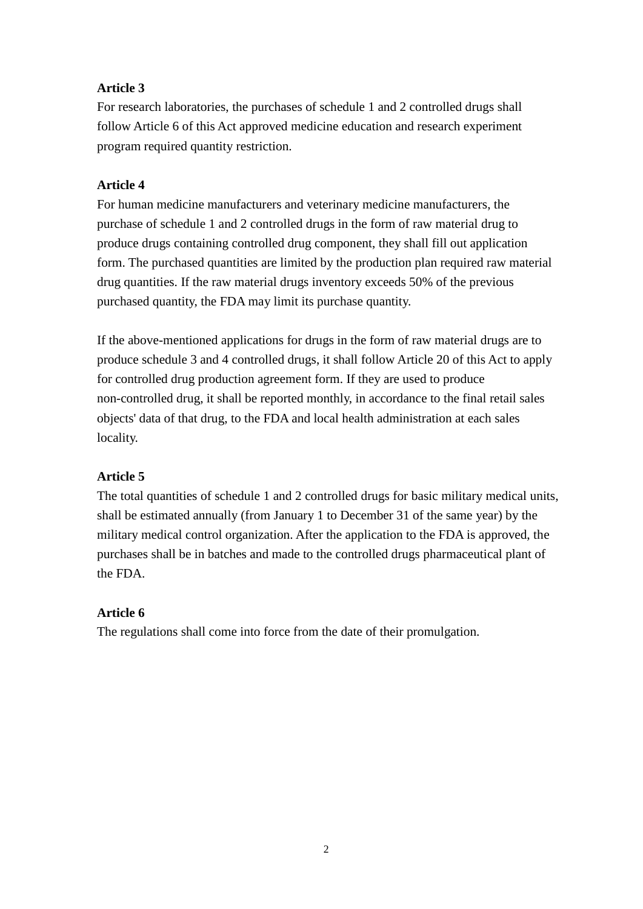**Article 3**

For research laboratories, the purchases of schedule 1 and 2 controlled drugs shall follow Article 6 of this Act approved medicine education and research experiment program required quantity restriction.

**Article 4**

For human medicine manufacturers and veterinary medicine manufacturers, the purchase of schedule 1 and 2 controlled drugs in the form of raw material drug to produce drugs containing controlled drug component, they shall fill out application form. The purchased quantities are limited by the production plan required raw material drug quantities. If the raw material drugs inventory exceeds 50% of the previous purchased quantity, the FDA may limit its purchase quantity.

If the above-mentioned applications for drugs in the form of raw material drugs are to produce schedule 3 and 4 controlled drugs, it shall follow Article 20 of this Act to apply for controlled drug production agreement form. If they are used to produce non-controlled drug, it shall be reported monthly, in accordance to the final retail sales objects' data of that drug, to the FDA and local health administration at each sales locality.

**Article 5**

The total quantities of schedule 1 and 2 controlled drugs for basic military medical units, shall be estimated annually (from January 1 to December 31 of the same year) by the military medical control organization. After the application to the FDA is approved, the purchases shall be in batches and made to the controlled drugs pharmaceutical plant of the FDA.

**Article 6**

The regulations shall come into force from the date of their promulgation.